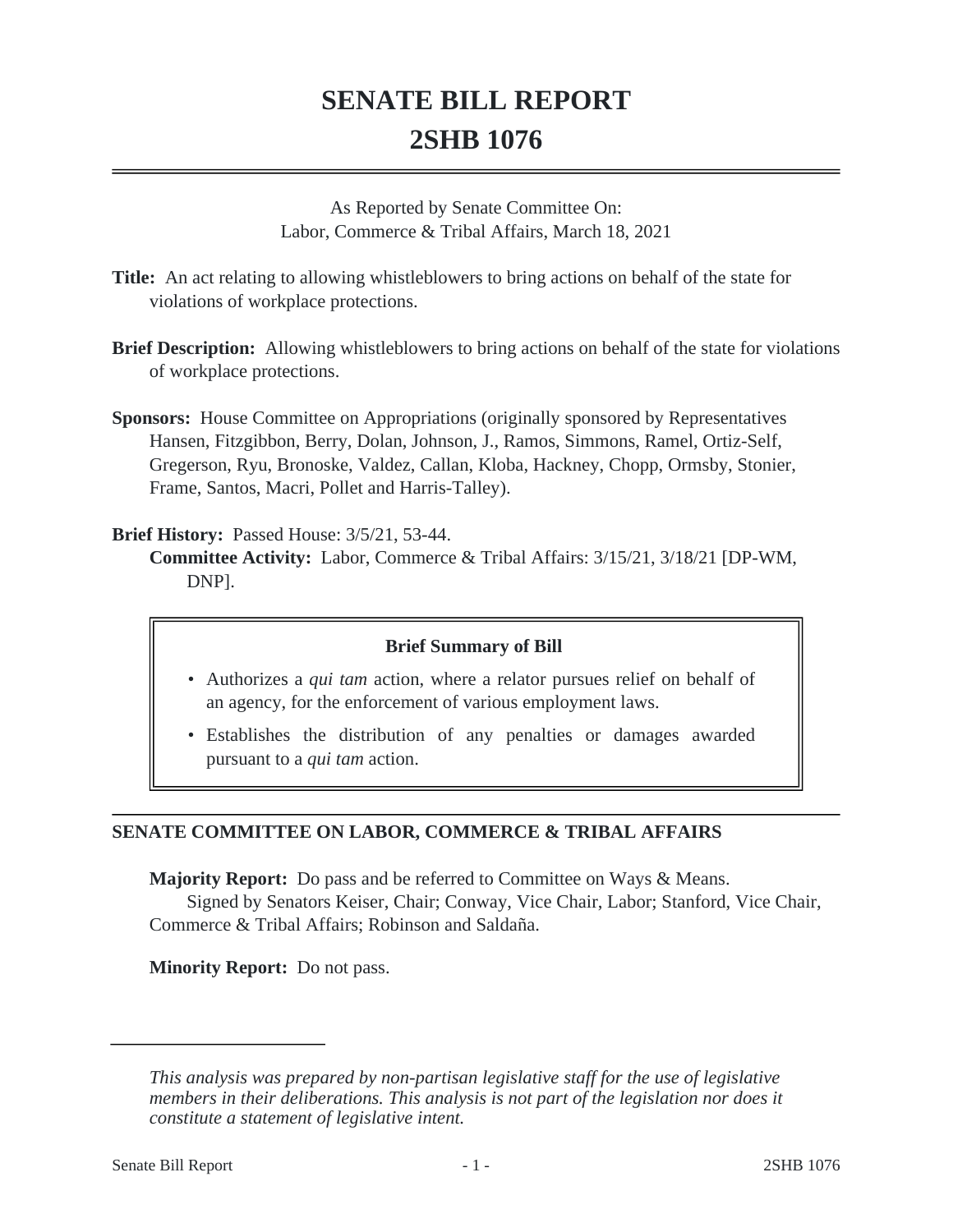# SENATE BILL REPORT
# 2SHB 1076

As Reported by Senate Committee On:
Labor, Commerce & Tribal Affairs, March 18, 2021

**Title:** An act relating to allowing whistleblowers to bring actions on behalf of the state for violations of workplace protections.

**Brief Description:** Allowing whistleblowers to bring actions on behalf of the state for violations of workplace protections.

**Sponsors:** House Committee on Appropriations (originally sponsored by Representatives Hansen, Fitzgibbon, Berry, Dolan, Johnson, J., Ramos, Simmons, Ramel, Ortiz-Self, Gregerson, Ryu, Bronoske, Valdez, Callan, Kloba, Hackney, Chopp, Ormsby, Stonier, Frame, Santos, Macri, Pollet and Harris-Talley).

**Brief History:** Passed House: 3/5/21, 53-44.
**Committee Activity:** Labor, Commerce & Tribal Affairs: 3/15/21, 3/18/21 [DP-WM, DNP].

**Brief Summary of Bill**

- Authorizes a *qui tam* action, where a relator pursues relief on behalf of an agency, for the enforcement of various employment laws.
- Establishes the distribution of any penalties or damages awarded pursuant to a *qui tam* action.

## SENATE COMMITTEE ON LABOR, COMMERCE & TRIBAL AFFAIRS

**Majority Report:** Do pass and be referred to Committee on Ways & Means.
Signed by Senators Keiser, Chair; Conway, Vice Chair, Labor; Stanford, Vice Chair, Commerce & Tribal Affairs; Robinson and Saldaña.

**Minority Report:** Do not pass.

---

*This analysis was prepared by non-partisan legislative staff for the use of legislative members in their deliberations. This analysis is not part of the legislation nor does it constitute a statement of legislative intent.*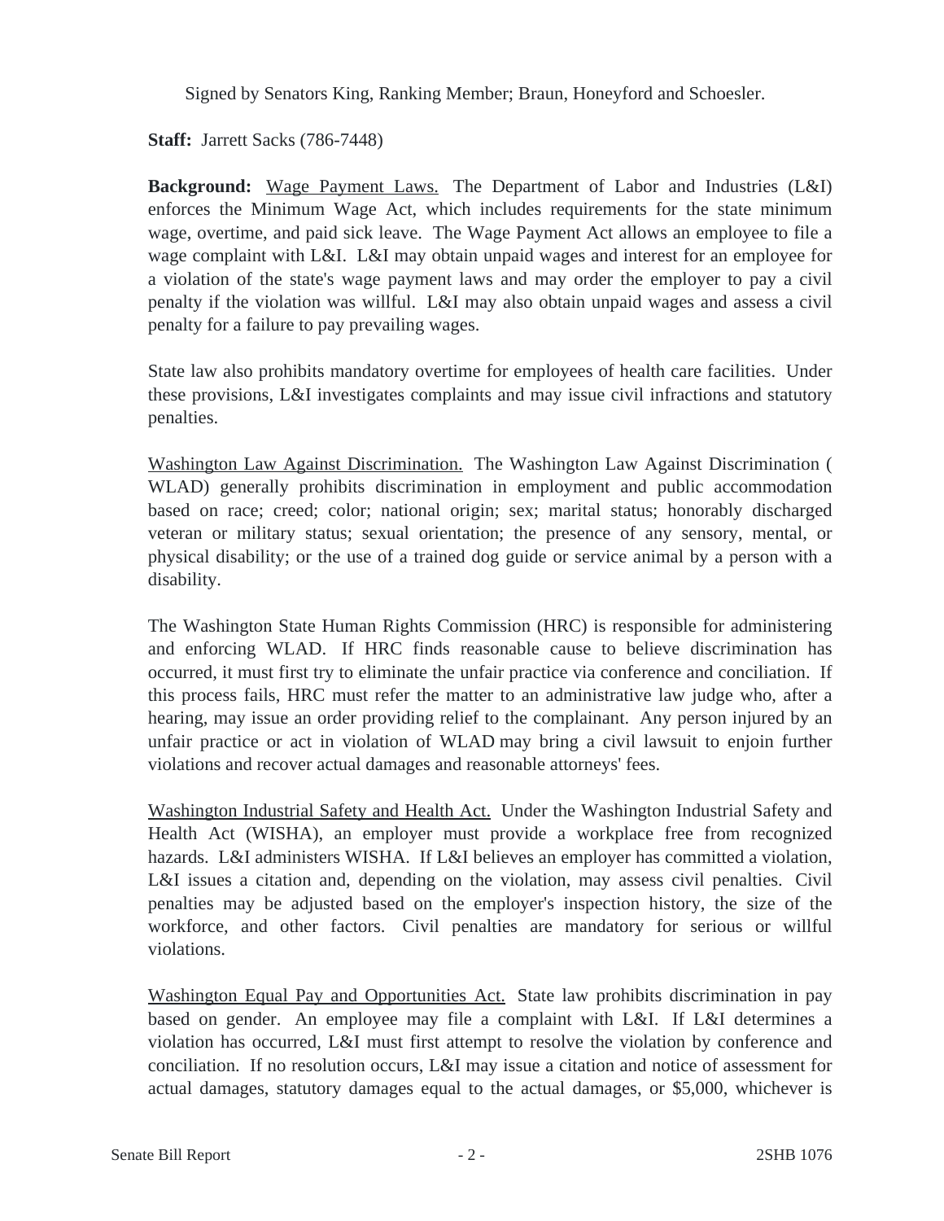Signed by Senators King, Ranking Member; Braun, Honeyford and Schoesler.

**Staff:** Jarrett Sacks (786-7448)

**Background:** Wage Payment Laws. The Department of Labor and Industries (L&I) enforces the Minimum Wage Act, which includes requirements for the state minimum wage, overtime, and paid sick leave. The Wage Payment Act allows an employee to file a wage complaint with L&I. L&I may obtain unpaid wages and interest for an employee for a violation of the state's wage payment laws and may order the employer to pay a civil penalty if the violation was willful. L&I may also obtain unpaid wages and assess a civil penalty for a failure to pay prevailing wages.

State law also prohibits mandatory overtime for employees of health care facilities. Under these provisions, L&I investigates complaints and may issue civil infractions and statutory penalties.

Washington Law Against Discrimination. The Washington Law Against Discrimination (WLAD) generally prohibits discrimination in employment and public accommodation based on race; creed; color; national origin; sex; marital status; honorably discharged veteran or military status; sexual orientation; the presence of any sensory, mental, or physical disability; or the use of a trained dog guide or service animal by a person with a disability.

The Washington State Human Rights Commission (HRC) is responsible for administering and enforcing WLAD. If HRC finds reasonable cause to believe discrimination has occurred, it must first try to eliminate the unfair practice via conference and conciliation. If this process fails, HRC must refer the matter to an administrative law judge who, after a hearing, may issue an order providing relief to the complainant. Any person injured by an unfair practice or act in violation of WLAD may bring a civil lawsuit to enjoin further violations and recover actual damages and reasonable attorneys' fees.

Washington Industrial Safety and Health Act. Under the Washington Industrial Safety and Health Act (WISHA), an employer must provide a workplace free from recognized hazards. L&I administers WISHA. If L&I believes an employer has committed a violation, L&I issues a citation and, depending on the violation, may assess civil penalties. Civil penalties may be adjusted based on the employer's inspection history, the size of the workforce, and other factors. Civil penalties are mandatory for serious or willful violations.

Washington Equal Pay and Opportunities Act. State law prohibits discrimination in pay based on gender. An employee may file a complaint with L&I. If L&I determines a violation has occurred, L&I must first attempt to resolve the violation by conference and conciliation. If no resolution occurs, L&I may issue a citation and notice of assessment for actual damages, statutory damages equal to the actual damages, or $5,000, whichever is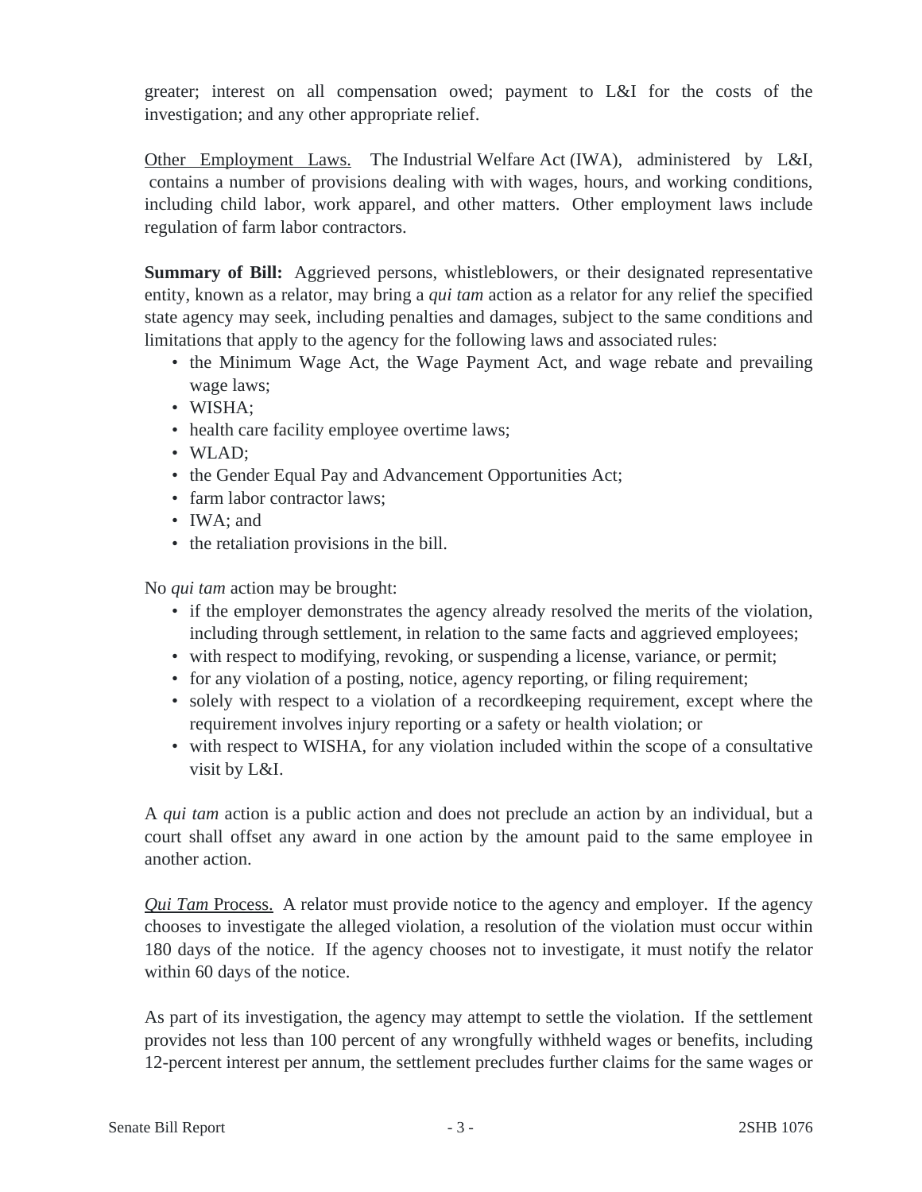greater; interest on all compensation owed; payment to L&I for the costs of the investigation; and any other appropriate relief.

Other Employment Laws. The Industrial Welfare Act (IWA), administered by L&I, contains a number of provisions dealing with with wages, hours, and working conditions, including child labor, work apparel, and other matters. Other employment laws include regulation of farm labor contractors.

**Summary of Bill:** Aggrieved persons, whistleblowers, or their designated representative entity, known as a relator, may bring a *qui tam* action as a relator for any relief the specified state agency may seek, including penalties and damages, subject to the same conditions and limitations that apply to the agency for the following laws and associated rules:

- the Minimum Wage Act, the Wage Payment Act, and wage rebate and prevailing wage laws;
- WISHA;
- health care facility employee overtime laws;
- WLAD;
- the Gender Equal Pay and Advancement Opportunities Act;
- farm labor contractor laws;
- IWA; and
- the retaliation provisions in the bill.

No *qui tam* action may be brought:

- if the employer demonstrates the agency already resolved the merits of the violation, including through settlement, in relation to the same facts and aggrieved employees;
- with respect to modifying, revoking, or suspending a license, variance, or permit;
- for any violation of a posting, notice, agency reporting, or filing requirement;
- solely with respect to a violation of a recordkeeping requirement, except where the requirement involves injury reporting or a safety or health violation; or
- with respect to WISHA, for any violation included within the scope of a consultative visit by L&I.

A *qui tam* action is a public action and does not preclude an action by an individual, but a court shall offset any award in one action by the amount paid to the same employee in another action.

*Qui Tam* Process. A relator must provide notice to the agency and employer. If the agency chooses to investigate the alleged violation, a resolution of the violation must occur within 180 days of the notice. If the agency chooses not to investigate, it must notify the relator within 60 days of the notice.

As part of its investigation, the agency may attempt to settle the violation. If the settlement provides not less than 100 percent of any wrongfully withheld wages or benefits, including 12-percent interest per annum, the settlement precludes further claims for the same wages or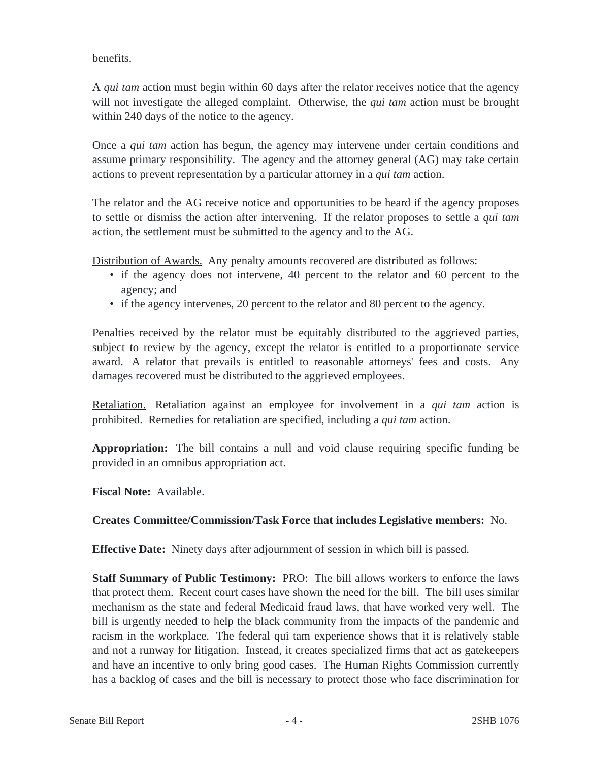benefits.

A *qui tam* action must begin within 60 days after the relator receives notice that the agency will not investigate the alleged complaint. Otherwise, the *qui tam* action must be brought within 240 days of the notice to the agency.

Once a *qui tam* action has begun, the agency may intervene under certain conditions and assume primary responsibility. The agency and the attorney general (AG) may take certain actions to prevent representation by a particular attorney in a *qui tam* action.

The relator and the AG receive notice and opportunities to be heard if the agency proposes to settle or dismiss the action after intervening. If the relator proposes to settle a *qui tam* action, the settlement must be submitted to the agency and to the AG.

Distribution of Awards. Any penalty amounts recovered are distributed as follows:

- if the agency does not intervene, 40 percent to the relator and 60 percent to the agency; and
- if the agency intervenes, 20 percent to the relator and 80 percent to the agency.

Penalties received by the relator must be equitably distributed to the aggrieved parties, subject to review by the agency, except the relator is entitled to a proportionate service award. A relator that prevails is entitled to reasonable attorneys' fees and costs. Any damages recovered must be distributed to the aggrieved employees.

Retaliation. Retaliation against an employee for involvement in a *qui tam* action is prohibited. Remedies for retaliation are specified, including a *qui tam* action.

**Appropriation:** The bill contains a null and void clause requiring specific funding be provided in an omnibus appropriation act.

**Fiscal Note:** Available.

**Creates Committee/Commission/Task Force that includes Legislative members:** No.

**Effective Date:** Ninety days after adjournment of session in which bill is passed.

**Staff Summary of Public Testimony:** PRO: The bill allows workers to enforce the laws that protect them. Recent court cases have shown the need for the bill. The bill uses similar mechanism as the state and federal Medicaid fraud laws, that have worked very well. The bill is urgently needed to help the black community from the impacts of the pandemic and racism in the workplace. The federal qui tam experience shows that it is relatively stable and not a runway for litigation. Instead, it creates specialized firms that act as gatekeepers and have an incentive to only bring good cases. The Human Rights Commission currently has a backlog of cases and the bill is necessary to protect those who face discrimination for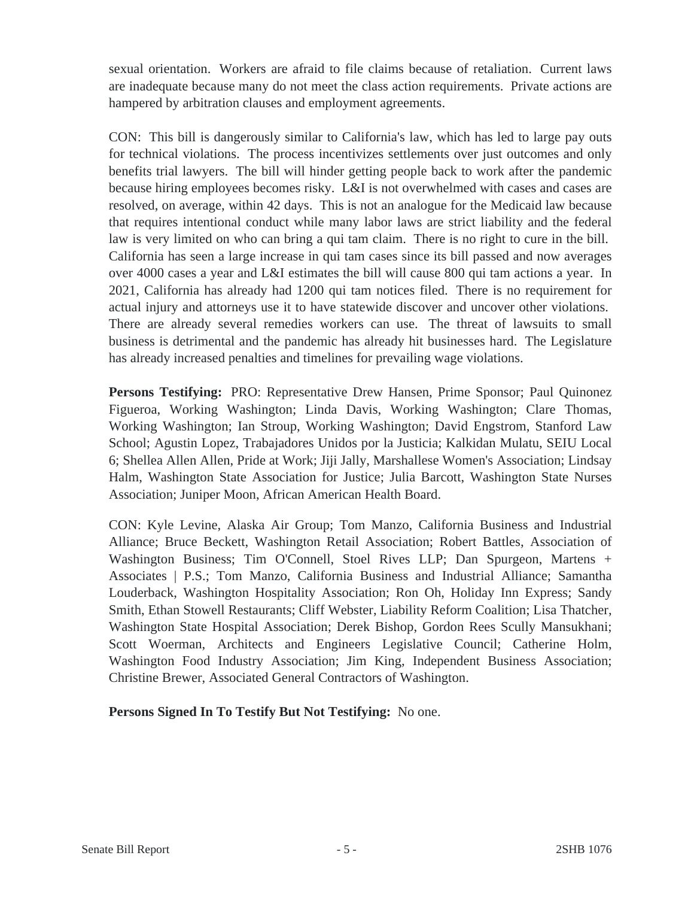sexual orientation. Workers are afraid to file claims because of retaliation. Current laws are inadequate because many do not meet the class action requirements. Private actions are hampered by arbitration clauses and employment agreements.

CON: This bill is dangerously similar to California's law, which has led to large pay outs for technical violations. The process incentivizes settlements over just outcomes and only benefits trial lawyers. The bill will hinder getting people back to work after the pandemic because hiring employees becomes risky. L&I is not overwhelmed with cases and cases are resolved, on average, within 42 days. This is not an analogue for the Medicaid law because that requires intentional conduct while many labor laws are strict liability and the federal law is very limited on who can bring a qui tam claim. There is no right to cure in the bill. California has seen a large increase in qui tam cases since its bill passed and now averages over 4000 cases a year and L&I estimates the bill will cause 800 qui tam actions a year. In 2021, California has already had 1200 qui tam notices filed. There is no requirement for actual injury and attorneys use it to have statewide discover and uncover other violations. There are already several remedies workers can use. The threat of lawsuits to small business is detrimental and the pandemic has already hit businesses hard. The Legislature has already increased penalties and timelines for prevailing wage violations.

**Persons Testifying:** PRO: Representative Drew Hansen, Prime Sponsor; Paul Quinonez Figueroa, Working Washington; Linda Davis, Working Washington; Clare Thomas, Working Washington; Ian Stroup, Working Washington; David Engstrom, Stanford Law School; Agustin Lopez, Trabajadores Unidos por la Justicia; Kalkidan Mulatu, SEIU Local 6; Shellea Allen Allen, Pride at Work; Jiji Jally, Marshallese Women's Association; Lindsay Halm, Washington State Association for Justice; Julia Barcott, Washington State Nurses Association; Juniper Moon, African American Health Board.

CON: Kyle Levine, Alaska Air Group; Tom Manzo, California Business and Industrial Alliance; Bruce Beckett, Washington Retail Association; Robert Battles, Association of Washington Business; Tim O'Connell, Stoel Rives LLP; Dan Spurgeon, Martens + Associates | P.S.; Tom Manzo, California Business and Industrial Alliance; Samantha Louderback, Washington Hospitality Association; Ron Oh, Holiday Inn Express; Sandy Smith, Ethan Stowell Restaurants; Cliff Webster, Liability Reform Coalition; Lisa Thatcher, Washington State Hospital Association; Derek Bishop, Gordon Rees Scully Mansukhani; Scott Woerman, Architects and Engineers Legislative Council; Catherine Holm, Washington Food Industry Association; Jim King, Independent Business Association; Christine Brewer, Associated General Contractors of Washington.

**Persons Signed In To Testify But Not Testifying:** No one.